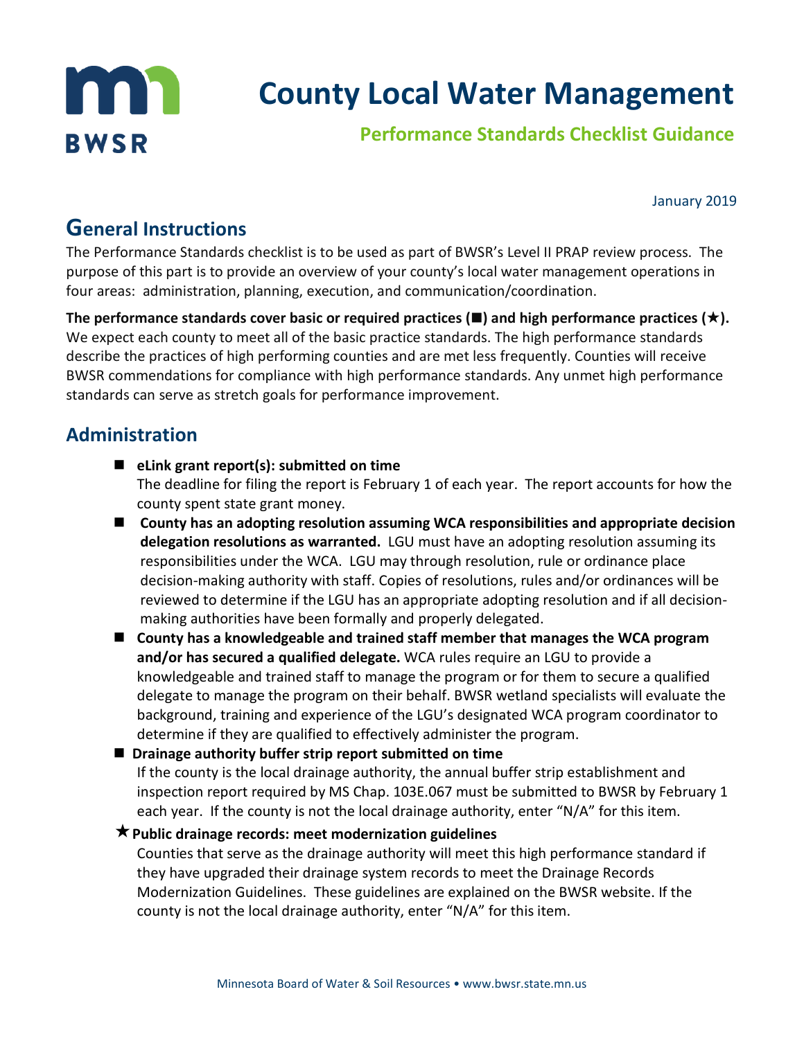# County Local Water Management

## Performance Standards Checklist Guidance

January 2019

## General Instructions

The Performance Standards checklist is to be used as part of BWSR's Level II PRAP review process. The purpose of this part is to provide an overview of your county's local water management operations in four areas: administration, planning, execution, and communication/coordination.

**The performance standards cover basic or required practices (■) and high performance practices (★).** We expect each county to meet all of the basic practice standards. The high performance standards describe the practices of high performing counties and are met less frequently. Counties will receive BWSR commendations for compliance with high performance standards. Any unmet high performance standards can serve as stretch goals for performance improvement.

## Administration

- ■ **eLink grant report(s): submitted on time**
  The deadline for filing the report is February 1 of each year. The report accounts for how the county spent state grant money.
- ■ **County has an adopting resolution assuming WCA responsibilities and appropriate decision delegation resolutions as warranted.** LGU must have an adopting resolution assuming its responsibilities under the WCA. LGU may through resolution, rule or ordinance place decision-making authority with staff. Copies of resolutions, rules and/or ordinances will be reviewed to determine if the LGU has an appropriate adopting resolution and if all decision-making authorities have been formally and properly delegated.
- ■ **County has a knowledgeable and trained staff member that manages the WCA program and/or has secured a qualified delegate.** WCA rules require an LGU to provide a knowledgeable and trained staff to manage the program or for them to secure a qualified delegate to manage the program on their behalf. BWSR wetland specialists will evaluate the background, training and experience of the LGU's designated WCA program coordinator to determine if they are qualified to effectively administer the program.
- ■ **Drainage authority buffer strip report submitted on time**
  If the county is the local drainage authority, the annual buffer strip establishment and inspection report required by MS Chap. 103E.067 must be submitted to BWSR by February 1 each year. If the county is not the local drainage authority, enter "N/A" for this item.
- ★ **Public drainage records: meet modernization guidelines**
  Counties that serve as the drainage authority will meet this high performance standard if they have upgraded their drainage system records to meet the Drainage Records Modernization Guidelines. These guidelines are explained on the BWSR website. If the county is not the local drainage authority, enter "N/A" for this item.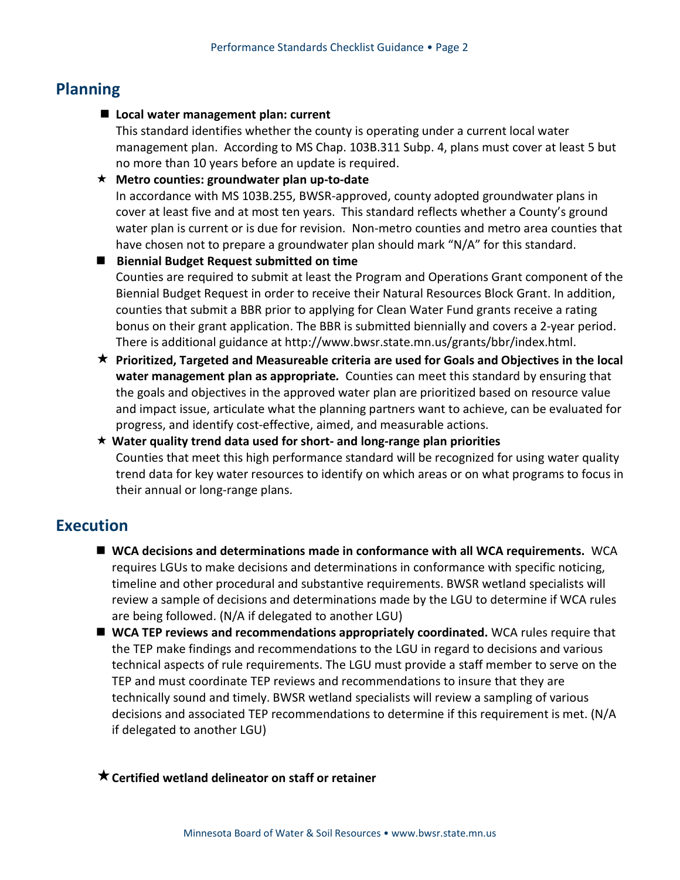## Planning

- ■ **Local water management plan: current**
  This standard identifies whether the county is operating under a current local water management plan. According to MS Chap. 103B.311 Subp. 4, plans must cover at least 5 but no more than 10 years before an update is required.
- ★ **Metro counties: groundwater plan up-to-date**
  In accordance with MS 103B.255, BWSR-approved, county adopted groundwater plans in cover at least five and at most ten years. This standard reflects whether a County's ground water plan is current or is due for revision. Non-metro counties and metro area counties that have chosen not to prepare a groundwater plan should mark "N/A" for this standard.
- ■ **Biennial Budget Request submitted on time**
  Counties are required to submit at least the Program and Operations Grant component of the Biennial Budget Request in order to receive their Natural Resources Block Grant. In addition, counties that submit a BBR prior to applying for Clean Water Fund grants receive a rating bonus on their grant application. The BBR is submitted biennially and covers a 2-year period. There is additional guidance at http://www.bwsr.state.mn.us/grants/bbr/index.html.
- ★ **Prioritized, Targeted and Measureable criteria are used for Goals and Objectives in the local water management plan as appropriate.** Counties can meet this standard by ensuring that the goals and objectives in the approved water plan are prioritized based on resource value and impact issue, articulate what the planning partners want to achieve, can be evaluated for progress, and identify cost-effective, aimed, and measurable actions.
- ★ **Water quality trend data used for short- and long-range plan priorities**
  Counties that meet this high performance standard will be recognized for using water quality trend data for key water resources to identify on which areas or on what programs to focus in their annual or long-range plans.

## Execution

- ■ **WCA decisions and determinations made in conformance with all WCA requirements.** WCA requires LGUs to make decisions and determinations in conformance with specific noticing, timeline and other procedural and substantive requirements. BWSR wetland specialists will review a sample of decisions and determinations made by the LGU to determine if WCA rules are being followed. (N/A if delegated to another LGU)
- ■ **WCA TEP reviews and recommendations appropriately coordinated.** WCA rules require that the TEP make findings and recommendations to the LGU in regard to decisions and various technical aspects of rule requirements. The LGU must provide a staff member to serve on the TEP and must coordinate TEP reviews and recommendations to insure that they are technically sound and timely. BWSR wetland specialists will review a sampling of various decisions and associated TEP recommendations to determine if this requirement is met. (N/A if delegated to another LGU)
- ★ **Certified wetland delineator on staff or retainer**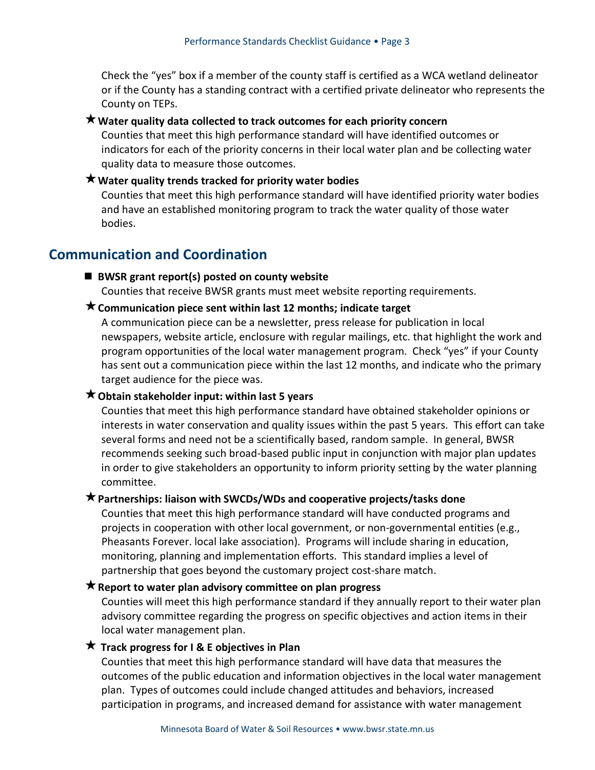Check the "yes" box if a member of the county staff is certified as a WCA wetland delineator or if the County has a standing contract with a certified private delineator who represents the County on TEPs.

★ **Water quality data collected to track outcomes for each priority concern**

Counties that meet this high performance standard will have identified outcomes or indicators for each of the priority concerns in their local water plan and be collecting water quality data to measure those outcomes.

★ **Water quality trends tracked for priority water bodies**

Counties that meet this high performance standard will have identified priority water bodies and have an established monitoring program to track the water quality of those water bodies.

## Communication and Coordination

■ **BWSR grant report(s) posted on county website**

Counties that receive BWSR grants must meet website reporting requirements.

★ **Communication piece sent within last 12 months; indicate target**

A communication piece can be a newsletter, press release for publication in local newspapers, website article, enclosure with regular mailings, etc. that highlight the work and program opportunities of the local water management program. Check "yes" if your County has sent out a communication piece within the last 12 months, and indicate who the primary target audience for the piece was.

★ **Obtain stakeholder input: within last 5 years**

Counties that meet this high performance standard have obtained stakeholder opinions or interests in water conservation and quality issues within the past 5 years. This effort can take several forms and need not be a scientifically based, random sample. In general, BWSR recommends seeking such broad-based public input in conjunction with major plan updates in order to give stakeholders an opportunity to inform priority setting by the water planning committee.

★ **Partnerships: liaison with SWCDs/WDs and cooperative projects/tasks done**

Counties that meet this high performance standard will have conducted programs and projects in cooperation with other local government, or non-governmental entities (e.g., Pheasants Forever. local lake association). Programs will include sharing in education, monitoring, planning and implementation efforts. This standard implies a level of partnership that goes beyond the customary project cost-share match.

★ **Report to water plan advisory committee on plan progress**

Counties will meet this high performance standard if they annually report to their water plan advisory committee regarding the progress on specific objectives and action items in their local water management plan.

★ **Track progress for I & E objectives in Plan**

Counties that meet this high performance standard will have data that measures the outcomes of the public education and information objectives in the local water management plan. Types of outcomes could include changed attitudes and behaviors, increased participation in programs, and increased demand for assistance with water management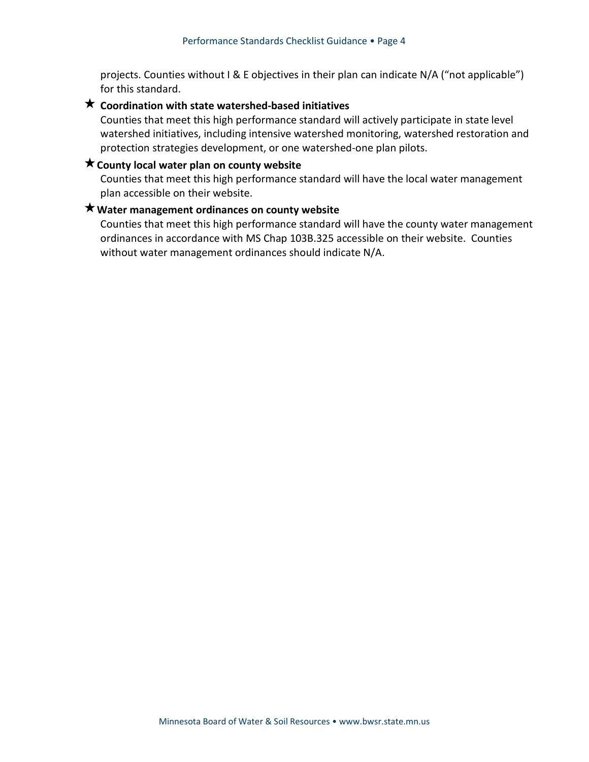projects. Counties without I & E objectives in their plan can indicate N/A ("not applicable") for this standard.

★ **Coordination with state watershed-based initiatives**

Counties that meet this high performance standard will actively participate in state level watershed initiatives, including intensive watershed monitoring, watershed restoration and protection strategies development, or one watershed-one plan pilots.

★ **County local water plan on county website**

Counties that meet this high performance standard will have the local water management plan accessible on their website.

★ **Water management ordinances on county website**

Counties that meet this high performance standard will have the county water management ordinances in accordance with MS Chap 103B.325 accessible on their website. Counties without water management ordinances should indicate N/A.